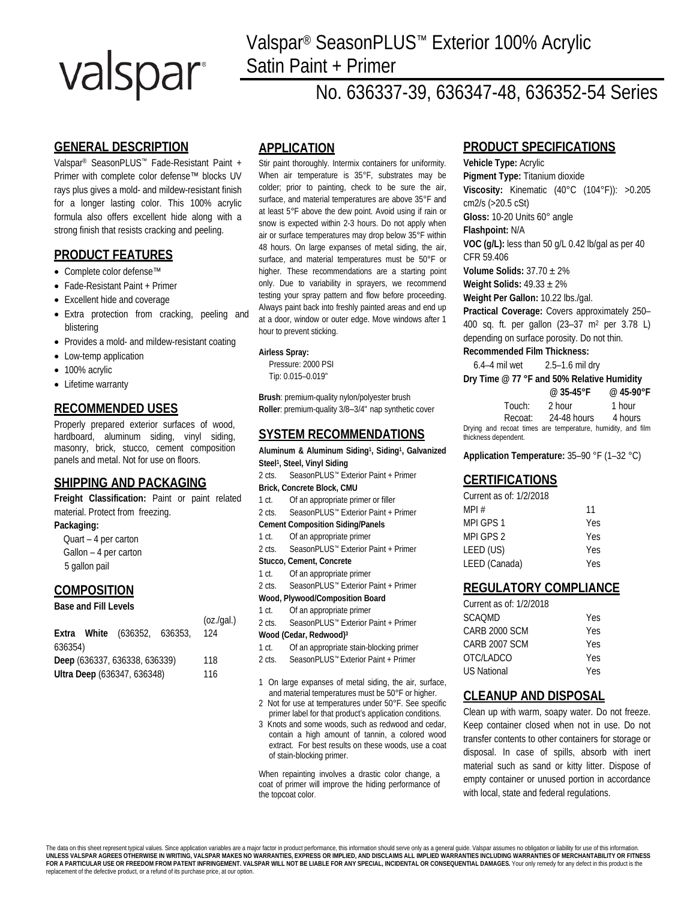valspar®

# Valspar® SeasonPLUS™ Exterior 100% Acrylic Satin Paint + Primer

## No. 636337-39, 636347-48, 636352-54 Series

## GENERAL DESCRIPTION

Valspar® SeasonPLUS™ Fade-Resistant Paint + Primer with complete color defense™ blocks UV rays plus gives a mold- and mildew-resistant finish for a longer lasting color. This 100% acrylic formula also offers excellent hide along with a strong finish that resists cracking and peeling.

## PRODUCT FEATURES

- Complete color defense™
- Fade-Resistant Paint + Primer
- Excellent hide and coverage
- Extra protection from cracking, peeling and blistering
- Provides a mold- and mildew-resistant coating
- Low-temp application
- 100% acrylic
- Lifetime warranty

## RECOMMENDED USES

Properly prepared exterior surfaces of wood, hardboard, aluminum siding, vinyl siding, masonry, brick, stucco, cement composition panels and metal. Not for use on floors.

## SHIPPING AND PACKAGING

**Freight Classification:** Paint or paint related material. Protect from freezing.

**Packaging:**

Quart – 4 per carton
Gallon – 4 per carton
5 gallon pail

## COMPOSITION

**Base and Fill Levels**

| | (oz./gal.) |
|---|---|
| **Extra White** (636352, 636353, 636354) | 124 |
| **Deep** (636337, 636338, 636339) | 118 |
| **Ultra Deep** (636347, 636348) | 116 |

## APPLICATION

Stir paint thoroughly. Intermix containers for uniformity. When air temperature is 35°F, substrates may be colder; prior to painting, check to be sure the air, surface, and material temperatures are above 35°F and at least 5°F above the dew point. Avoid using if rain or snow is expected within 2-3 hours. Do not apply when air or surface temperatures may drop below 35°F within 48 hours. On large expanses of metal siding, the air, surface, and material temperatures must be 50°F or higher. These recommendations are a starting point only. Due to variability in sprayers, we recommend testing your spray pattern and flow before proceeding. Always paint back into freshly painted areas and end up at a door, window or outer edge. Move windows after 1 hour to prevent sticking.

**Airless Spray:**

Pressure: 2000 PSI
Tip: 0.015–0.019"

**Brush**: premium-quality nylon/polyester brush
**Roller**: premium-quality 3/8–3/4" nap synthetic cover

## SYSTEM RECOMMENDATIONS

**Aluminum & Aluminum Siding[1], Siding[1], Galvanized Steel[1], Steel, Vinyl Siding**

2 cts. SeasonPLUS™ Exterior Paint + Primer

**Brick, Concrete Block, CMU**

1 ct. Of an appropriate primer or filler
2 cts. SeasonPLUS™ Exterior Paint + Primer

**Cement Composition Siding/Panels**

1 ct. Of an appropriate primer
2 cts. SeasonPLUS™ Exterior Paint + Primer

**Stucco, Cement, Concrete**

1 ct. Of an appropriate primer
2 cts. SeasonPLUS™ Exterior Paint + Primer

**Wood, Plywood/Composition Board**

1 ct. Of an appropriate primer
2 cts. SeasonPLUS™ Exterior Paint + Primer

**Wood (Cedar, Redwood)[3]**

1 ct. Of an appropriate stain-blocking primer
2 cts. SeasonPLUS™ Exterior Paint + Primer

1 On large expanses of metal siding, the air, surface, and material temperatures must be 50°F or higher.
2 Not for use at temperatures under 50°F. See specific primer label for that product's application conditions.
3 Knots and some woods, such as redwood and cedar, contain a high amount of tannin, a colored wood extract. For best results on these woods, use a coat of stain-blocking primer.

When repainting involves a drastic color change, a coat of primer will improve the hiding performance of the topcoat color.

## PRODUCT SPECIFICATIONS

**Vehicle Type:** Acrylic
**Pigment Type:** Titanium dioxide
**Viscosity:** Kinematic (40°C (104°F)): >0.205 cm2/s (>20.5 cSt)
**Gloss:** 10-20 Units 60° angle
**Flashpoint:** N/A
**VOC (g/L):** less than 50 g/L 0.42 lb/gal as per 40 CFR 59.406
**Volume Solids:** 37.70 ± 2%
**Weight Solids:** 49.33 ± 2%
**Weight Per Gallon:** 10.22 lbs./gal.
**Practical Coverage:** Covers approximately 250–400 sq. ft. per gallon (23–37 $m^2$ per 3.78 L) depending on surface porosity. Do not thin.
**Recommended Film Thickness:**

6.4–4 mil wet 2.5–1.6 mil dry

**Dry Time @ 77 °F and 50% Relative Humidity**

| | @ 35-45°F | @ 45-90°F |
|---|---|---|
| Touch: | 2 hour | 1 hour |
| Recoat: | 24-48 hours | 4 hours |

Drying and recoat times are temperature, humidity, and film thickness dependent.

**Application Temperature:** 35–90 °F (1–32 °C)

## CERTIFICATIONS

Current as of: 1/2/2018

| | |
|---|---|
| MPI # | 11 |
| MPI GPS 1 | Yes |
| MPI GPS 2 | Yes |
| LEED (US) | Yes |
| LEED (Canada) | Yes |

## REGULATORY COMPLIANCE

Current as of: 1/2/2018

| | |
|---|---|
| SCAQMD | Yes |
| CARB 2000 SCM | Yes |
| CARB 2007 SCM | Yes |
| OTC/LADCO | Yes |
| US National | Yes |

## CLEANUP AND DISPOSAL

Clean up with warm, soapy water. Do not freeze. Keep container closed when not in use. Do not transfer contents to other containers for storage or disposal. In case of spills, absorb with inert material such as sand or kitty litter. Dispose of empty container or unused portion in accordance with local, state and federal regulations.

The data on this sheet represent typical values. Since application variables are a major factor in product performance, this information should serve only as a general guide. Valspar assumes no obligation or liability for use of this information. **UNLESS VALSPAR AGREES OTHERWISE IN WRITING, VALSPAR MAKES NO WARRANTIES, EXPRESS OR IMPLIED, AND DISCLAIMS ALL IMPLIED WARRANTIES INCLUDING WARRANTIES OF MERCHANTABILITY OR FITNESS FOR A PARTICULAR USE OR FREEDOM FROM PATENT INFRINGEMENT. VALSPAR WILL NOT BE LIABLE FOR ANY SPECIAL, INCIDENTAL OR CONSEQUENTIAL DAMAGES.** Your only remedy for any defect in this product is the replacement of the defective product, or a refund of its purchase price, at our option.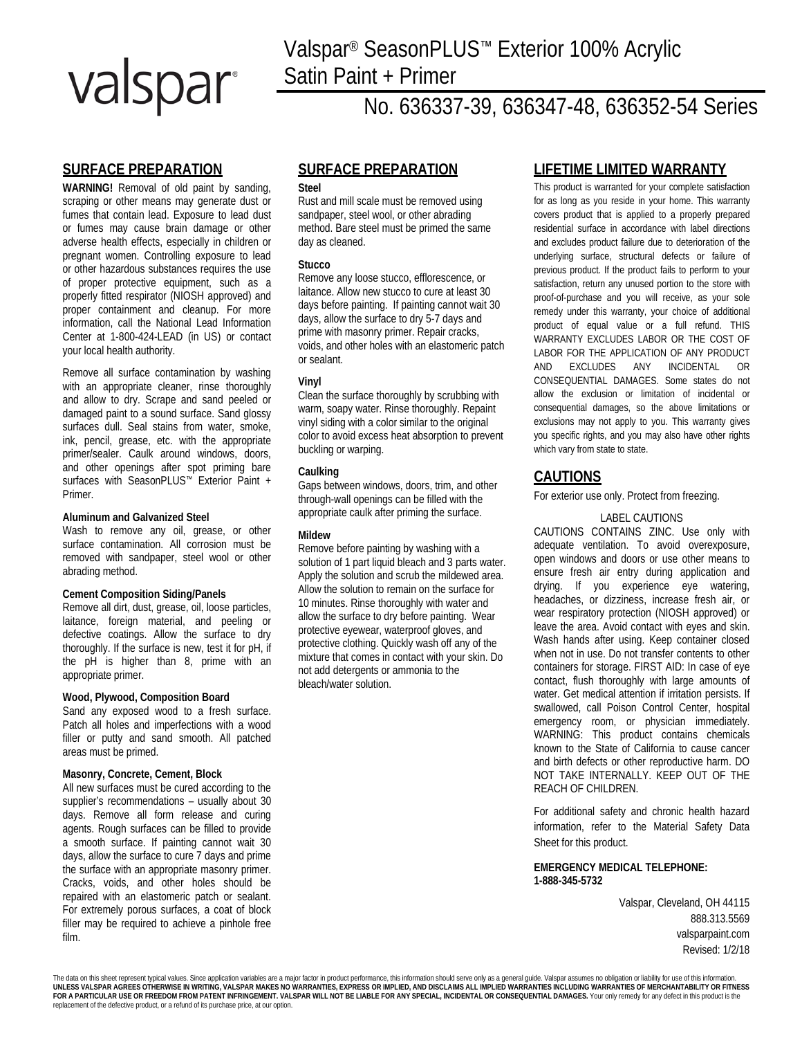# Valspar® SeasonPLUS™ Exterior 100% Acrylic Satin Paint + Primer

## No. 636337-39, 636347-48, 636352-54 Series

## SURFACE PREPARATION

**WARNING!** Removal of old paint by sanding, scraping or other means may generate dust or fumes that contain lead. Exposure to lead dust or fumes may cause brain damage or other adverse health effects, especially in children or pregnant women. Controlling exposure to lead or other hazardous substances requires the use of proper protective equipment, such as a properly fitted respirator (NIOSH approved) and proper containment and cleanup. For more information, call the National Lead Information Center at 1-800-424-LEAD (in US) or contact your local health authority.

Remove all surface contamination by washing with an appropriate cleaner, rinse thoroughly and allow to dry. Scrape and sand peeled or damaged paint to a sound surface. Sand glossy surfaces dull. Seal stains from water, smoke, ink, pencil, grease, etc. with the appropriate primer/sealer. Caulk around windows, doors, and other openings after spot priming bare surfaces with SeasonPLUS™ Exterior Paint + Primer.

**Aluminum and Galvanized Steel**
Wash to remove any oil, grease, or other surface contamination. All corrosion must be removed with sandpaper, steel wool or other abrading method.

**Cement Composition Siding/Panels**
Remove all dirt, dust, grease, oil, loose particles, laitance, foreign material, and peeling or defective coatings. Allow the surface to dry thoroughly. If the surface is new, test it for pH, if the pH is higher than 8, prime with an appropriate primer.

**Wood, Plywood, Composition Board**
Sand any exposed wood to a fresh surface. Patch all holes and imperfections with a wood filler or putty and sand smooth. All patched areas must be primed.

**Masonry, Concrete, Cement, Block**
All new surfaces must be cured according to the supplier's recommendations – usually about 30 days. Remove all form release and curing agents. Rough surfaces can be filled to provide a smooth surface. If painting cannot wait 30 days, allow the surface to cure 7 days and prime the surface with an appropriate masonry primer. Cracks, voids, and other holes should be repaired with an elastomeric patch or sealant. For extremely porous surfaces, a coat of block filler may be required to achieve a pinhole free film.

## SURFACE PREPARATION

**Steel**
Rust and mill scale must be removed using sandpaper, steel wool, or other abrading method. Bare steel must be primed the same day as cleaned.

**Stucco**
Remove any loose stucco, efflorescence, or laitance. Allow new stucco to cure at least 30 days before painting. If painting cannot wait 30 days, allow the surface to dry 5-7 days and prime with masonry primer. Repair cracks, voids, and other holes with an elastomeric patch or sealant.

**Vinyl**
Clean the surface thoroughly by scrubbing with warm, soapy water. Rinse thoroughly. Repaint vinyl siding with a color similar to the original color to avoid excess heat absorption to prevent buckling or warping.

**Caulking**
Gaps between windows, doors, trim, and other through-wall openings can be filled with the appropriate caulk after priming the surface.

**Mildew**
Remove before painting by washing with a solution of 1 part liquid bleach and 3 parts water. Apply the solution and scrub the mildewed area. Allow the solution to remain on the surface for 10 minutes. Rinse thoroughly with water and allow the surface to dry before painting. Wear protective eyewear, waterproof gloves, and protective clothing. Quickly wash off any of the mixture that comes in contact with your skin. Do not add detergents or ammonia to the bleach/water solution.

## LIFETIME LIMITED WARRANTY

This product is warranted for your complete satisfaction for as long as you reside in your home. This warranty covers product that is applied to a properly prepared residential surface in accordance with label directions and excludes product failure due to deterioration of the underlying surface, structural defects or failure of previous product. If the product fails to perform to your satisfaction, return any unused portion to the store with proof-of-purchase and you will receive, as your sole remedy under this warranty, your choice of additional product of equal value or a full refund. THIS WARRANTY EXCLUDES LABOR OR THE COST OF LABOR FOR THE APPLICATION OF ANY PRODUCT AND EXCLUDES ANY INCIDENTAL OR CONSEQUENTIAL DAMAGES. Some states do not allow the exclusion or limitation of incidental or consequential damages, so the above limitations or exclusions may not apply to you. This warranty gives you specific rights, and you may also have other rights which vary from state to state.

## CAUTIONS

For exterior use only. Protect from freezing.

LABEL CAUTIONS

CAUTIONS CONTAINS ZINC. Use only with adequate ventilation. To avoid overexposure, open windows and doors or use other means to ensure fresh air entry during application and drying. If you experience eye watering, headaches, or dizziness, increase fresh air, or wear respiratory protection (NIOSH approved) or leave the area. Avoid contact with eyes and skin. Wash hands after using. Keep container closed when not in use. Do not transfer contents to other containers for storage. FIRST AID: In case of eye contact, flush thoroughly with large amounts of water. Get medical attention if irritation persists. If swallowed, call Poison Control Center, hospital emergency room, or physician immediately. WARNING: This product contains chemicals known to the State of California to cause cancer and birth defects or other reproductive harm. DO NOT TAKE INTERNALLY. KEEP OUT OF THE REACH OF CHILDREN.

For additional safety and chronic health hazard information, refer to the Material Safety Data Sheet for this product.

**EMERGENCY MEDICAL TELEPHONE: 1-888-345-5732**

Valspar, Cleveland, OH 44115
888.313.5569
valsparpaint.com
Revised: 1/2/18

The data on this sheet represent typical values. Since application variables are a major factor in product performance, this information should serve only as a general guide. Valspar assumes no obligation or liability for use of this information. **UNLESS VALSPAR AGREES OTHERWISE IN WRITING, VALSPAR MAKES NO WARRANTIES, EXPRESS OR IMPLIED, AND DISCLAIMS ALL IMPLIED WARRANTIES INCLUDING WARRANTIES OF MERCHANTABILITY OR FITNESS FOR A PARTICULAR USE OR FREEDOM FROM PATENT INFRINGEMENT. VALSPAR WILL NOT BE LIABLE FOR ANY SPECIAL, INCIDENTAL OR CONSEQUENTIAL DAMAGES.** Your only remedy for any defect in this product is the replacement of the defective product, or a refund of its purchase price, at our option.